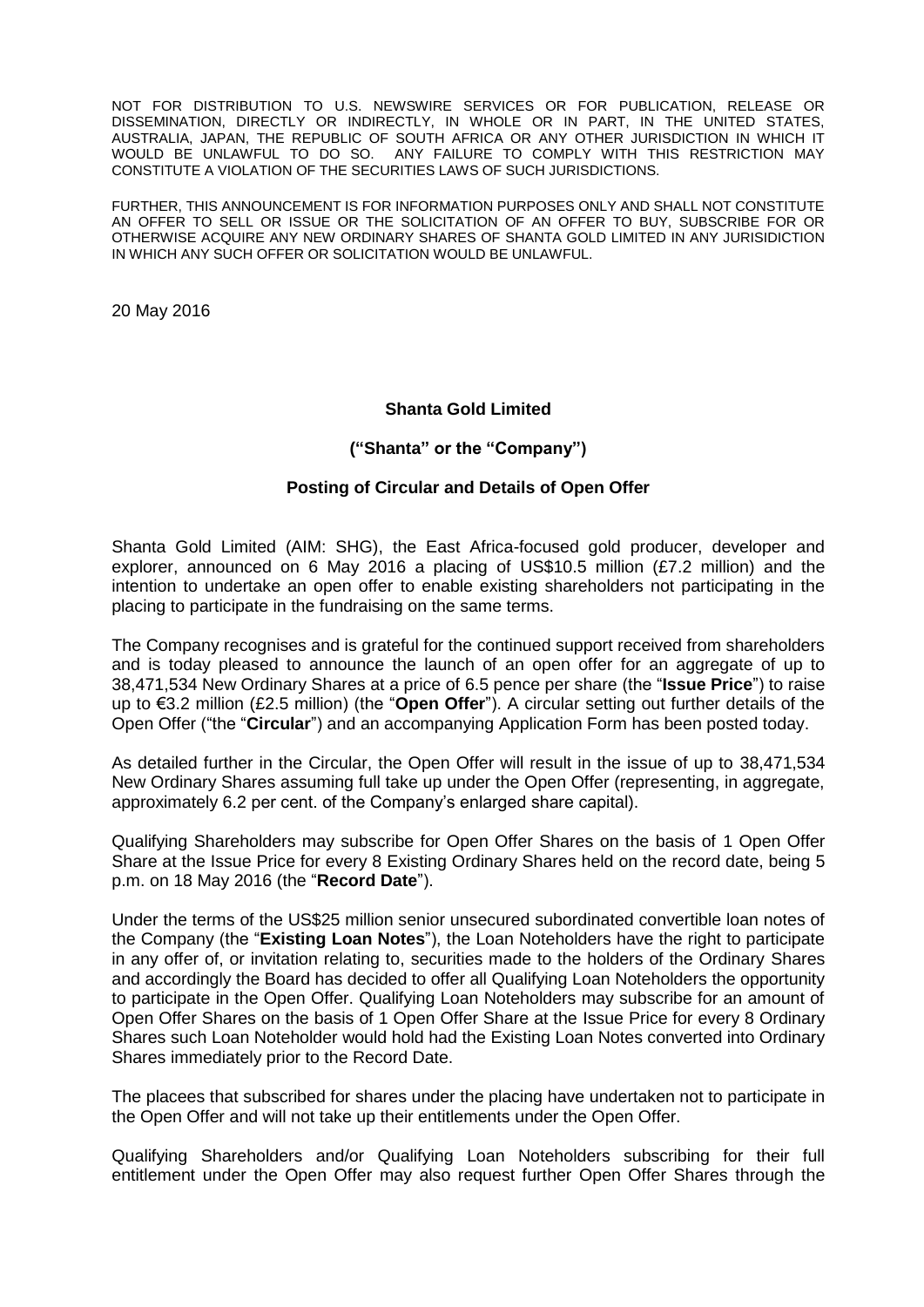NOT FOR DISTRIBUTION TO U.S. NEWSWIRE SERVICES OR FOR PUBLICATION, RELEASE OR DISSEMINATION, DIRECTLY OR INDIRECTLY, IN WHOLE OR IN PART, IN THE UNITED STATES, AUSTRALIA, JAPAN, THE REPUBLIC OF SOUTH AFRICA OR ANY OTHER JURISDICTION IN WHICH IT WOULD BE UNLAWFUL TO DO SO. ANY FAILURE TO COMPLY WITH THIS RESTRICTION MAY CONSTITUTE A VIOLATION OF THE SECURITIES LAWS OF SUCH JURISDICTIONS.

FURTHER, THIS ANNOUNCEMENT IS FOR INFORMATION PURPOSES ONLY AND SHALL NOT CONSTITUTE AN OFFER TO SELL OR ISSUE OR THE SOLICITATION OF AN OFFER TO BUY, SUBSCRIBE FOR OR OTHERWISE ACQUIRE ANY NEW ORDINARY SHARES OF SHANTA GOLD LIMITED IN ANY JURISIDICTION IN WHICH ANY SUCH OFFER OR SOLICITATION WOULD BE UNLAWFUL.

20 May 2016

**Shanta Gold Limited**

**("Shanta" or the "Company")**

**Posting of Circular and Details of Open Offer**

Shanta Gold Limited (AIM: SHG), the East Africa-focused gold producer, developer and explorer, announced on 6 May 2016 a placing of US$10.5 million (£7.2 million) and the intention to undertake an open offer to enable existing shareholders not participating in the placing to participate in the fundraising on the same terms.

The Company recognises and is grateful for the continued support received from shareholders and is today pleased to announce the launch of an open offer for an aggregate of up to 38,471,534 New Ordinary Shares at a price of 6.5 pence per share (the "**Issue Price**") to raise up to €3.2 million (£2.5 million) (the "**Open Offer**"). A circular setting out further details of the Open Offer ("the "**Circular**") and an accompanying Application Form has been posted today.

As detailed further in the Circular, the Open Offer will result in the issue of up to 38,471,534 New Ordinary Shares assuming full take up under the Open Offer (representing, in aggregate, approximately 6.2 per cent. of the Company's enlarged share capital).

Qualifying Shareholders may subscribe for Open Offer Shares on the basis of 1 Open Offer Share at the Issue Price for every 8 Existing Ordinary Shares held on the record date, being 5 p.m. on 18 May 2016 (the "**Record Date**").

Under the terms of the US$25 million senior unsecured subordinated convertible loan notes of the Company (the "**Existing Loan Notes**"), the Loan Noteholders have the right to participate in any offer of, or invitation relating to, securities made to the holders of the Ordinary Shares and accordingly the Board has decided to offer all Qualifying Loan Noteholders the opportunity to participate in the Open Offer. Qualifying Loan Noteholders may subscribe for an amount of Open Offer Shares on the basis of 1 Open Offer Share at the Issue Price for every 8 Ordinary Shares such Loan Noteholder would hold had the Existing Loan Notes converted into Ordinary Shares immediately prior to the Record Date.

The placees that subscribed for shares under the placing have undertaken not to participate in the Open Offer and will not take up their entitlements under the Open Offer.

Qualifying Shareholders and/or Qualifying Loan Noteholders subscribing for their full entitlement under the Open Offer may also request further Open Offer Shares through the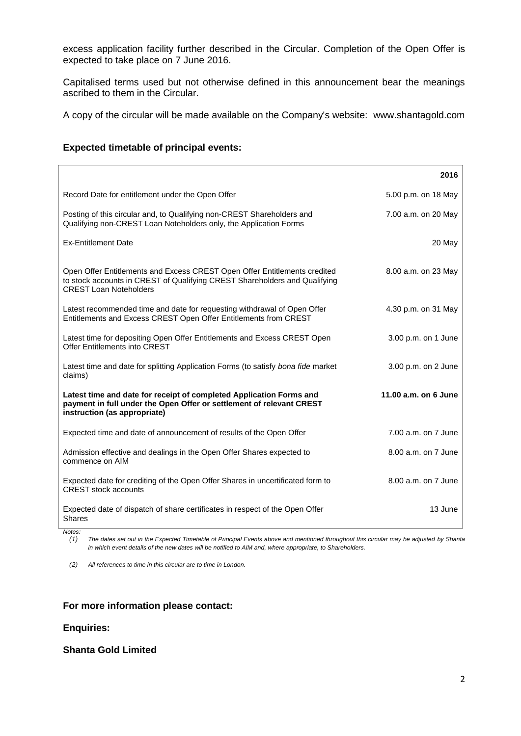excess application facility further described in the Circular. Completion of the Open Offer is expected to take place on 7 June 2016.

Capitalised terms used but not otherwise defined in this announcement bear the meanings ascribed to them in the Circular.

A copy of the circular will be made available on the Company's website: www.shantagold.com

**Expected timetable of principal events:**

| | **2016** |
|---|---|
| Record Date for entitlement under the Open Offer | 5.00 p.m. on 18 May |
| Posting of this circular and, to Qualifying non-CREST Shareholders and Qualifying non-CREST Loan Noteholders only, the Application Forms | 7.00 a.m. on 20 May |
| Ex-Entitlement Date | 20 May |
| Open Offer Entitlements and Excess CREST Open Offer Entitlements credited to stock accounts in CREST of Qualifying CREST Shareholders and Qualifying CREST Loan Noteholders | 8.00 a.m. on 23 May |
| Latest recommended time and date for requesting withdrawal of Open Offer Entitlements and Excess CREST Open Offer Entitlements from CREST | 4.30 p.m. on 31 May |
| Latest time for depositing Open Offer Entitlements and Excess CREST Open Offer Entitlements into CREST | 3.00 p.m. on 1 June |
| Latest time and date for splitting Application Forms (to satisfy *bona fide* market claims) | 3.00 p.m. on 2 June |
| **Latest time and date for receipt of completed Application Forms and payment in full under the Open Offer or settlement of relevant CREST instruction (as appropriate)** | **11.00 a.m. on 6 June** |
| Expected time and date of announcement of results of the Open Offer | 7.00 a.m. on 7 June |
| Admission effective and dealings in the Open Offer Shares expected to commence on AIM | 8.00 a.m. on 7 June |
| Expected date for crediting of the Open Offer Shares in uncertificated form to CREST stock accounts | 8.00 a.m. on 7 June |
| Expected date of dispatch of share certificates in respect of the Open Offer Shares | 13 June |

*Notes:*

*(1) The dates set out in the Expected Timetable of Principal Events above and mentioned throughout this circular may be adjusted by Shanta in which event details of the new dates will be notified to AIM and, where appropriate, to Shareholders.*

*(2) All references to time in this circular are to time in London.*

**For more information please contact:**

**Enquiries:**

**Shanta Gold Limited**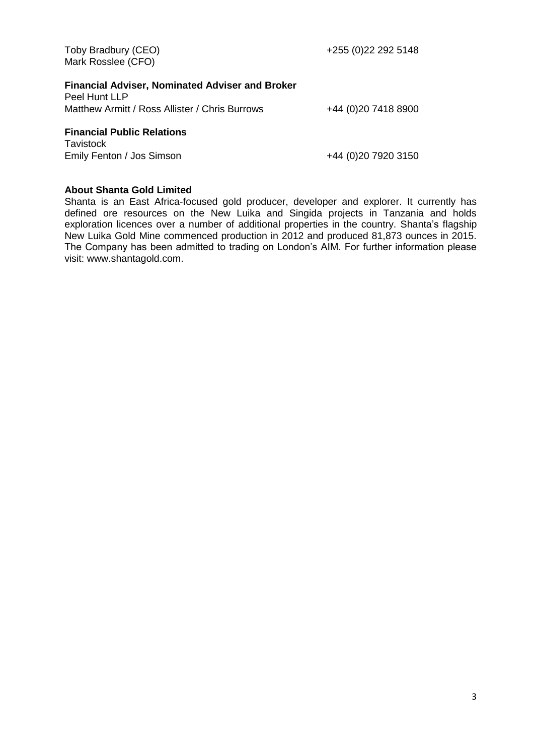Toby Bradbury (CEO) +255 (0)22 292 5148
Mark Rosslee (CFO)

**Financial Adviser, Nominated Adviser and Broker**
Peel Hunt LLP
Matthew Armitt / Ross Allister / Chris Burrows +44 (0)20 7418 8900

**Financial Public Relations**
Tavistock
Emily Fenton / Jos Simson +44 (0)20 7920 3150

**About Shanta Gold Limited**

Shanta is an East Africa-focused gold producer, developer and explorer. It currently has defined ore resources on the New Luika and Singida projects in Tanzania and holds exploration licences over a number of additional properties in the country. Shanta's flagship New Luika Gold Mine commenced production in 2012 and produced 81,873 ounces in 2015. The Company has been admitted to trading on London's AIM. For further information please visit: www.shantagold.com.